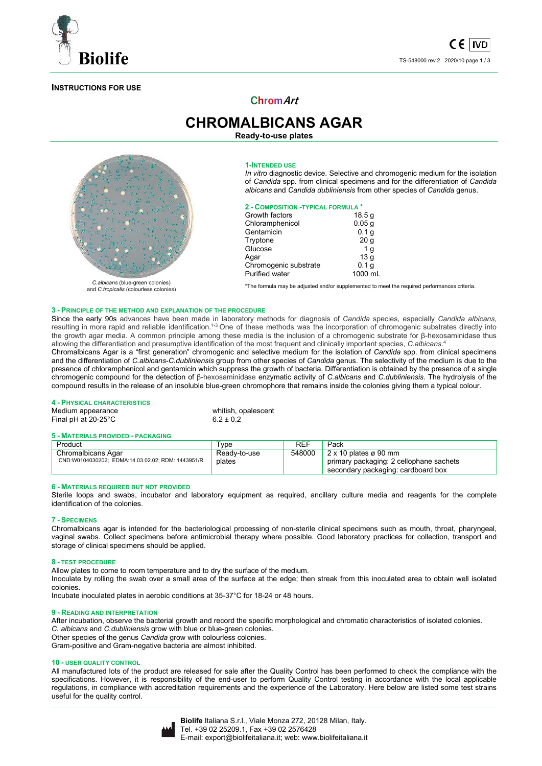**INSTRUCTIONS FOR USE**

ChromArt

# CHROMALBICANS AGAR

**Ready-to-use plates**

*C.albicans* (blue-green colonies) and *C.tropicalis* (colourless colonies)

## 1-INTENDED USE

*In vitro* diagnostic device. Selective and chromogenic medium for the isolation of *Candida* spp. from clinical specimens and for the differentiation of *Candida albicans* and *Candida dubliniensis* from other species of *Candida* genus.

## 2 - COMPOSITION -TYPICAL FORMULA *

| | |
|---|---|
| Growth factors | 18.5 g |
| Chloramphenicol | 0.05 g |
| Gentamicin | 0.1 g |
| Tryptone | 20 g |
| Glucose | 1 g |
| Agar | 13 g |
| Chromogenic substrate | 0.1 g |
| Purified water | 1000 mL |

*The formula may be adjusted and/or supplemented to meet the required performances criteria.

## 3 - PRINCIPLE OF THE METHOD AND EXPLANATION OF THE PROCEDURE

Since the early 90s advances have been made in laboratory methods for diagnosis of *Candida* species, especially *Candida albicans*, resulting in more rapid and reliable identification.[1-3] One of these methods was the incorporation of chromogenic substrates directly into the growth agar media. A common principle among these media is the inclusion of a chromogenic substrate for β-hexosaminidase thus allowing the differentiation and presumptive identification of the most frequent and clinically important species, *C.albicans*.[4]

Chromalbicans Agar is a "first generation" chromogenic and selective medium for the isolation of *Candida* spp. from clinical specimens and the differentiation of *C.albicans-C.dubliniensis* group from other species of *Candida* genus. The selectivity of the medium is due to the presence of chloramphenicol and gentamicin which suppress the growth of bacteria. Differentiation is obtained by the presence of a single chromogenic compound for the detection of β-hexosaminidase enzymatic activity of *C.albicans* and *C.dubliniensis*. The hydrolysis of the compound results in the release of an insoluble blue-green chromophore that remains inside the colonies giving them a typical colour.

## 4 - PHYSICAL CHARACTERISTICS

| | |
|---|---|
| Medium appearance | whitish, opalescent |
| Final pH at 20-25°C | 6.2 ± 0.2 |

## 5 - MATERIALS PROVIDED - PACKAGING

| Product | Type | REF | Pack |
|---|---|---|---|
| Chromalbicans Agar<br>CND:W0104030202; EDMA:14.03.02.02; RDM: 1443951/R | Ready-to-use plates | 548000 | 2 x 10 plates ø 90 mm<br>primary packaging: 2 cellophane sachets<br>secondary packaging: cardboard box |

## 6 - MATERIALS REQUIRED BUT NOT PROVIDED

Sterile loops and swabs, incubator and laboratory equipment as required, ancillary culture media and reagents for the complete identification of the colonies.

## 7 - SPECIMENS

Chromalbicans agar is intended for the bacteriological processing of non-sterile clinical specimens such as mouth, throat, pharyngeal, vaginal swabs. Collect specimens before antimicrobial therapy where possible. Good laboratory practices for collection, transport and storage of clinical specimens should be applied.

## 8 - TEST PROCEDURE

Allow plates to come to room temperature and to dry the surface of the medium.

Inoculate by rolling the swab over a small area of the surface at the edge; then streak from this inoculated area to obtain well isolated colonies.

Incubate inoculated plates in aerobic conditions at 35-37°C for 18-24 or 48 hours.

## 9 - READING AND INTERPRETATION

After incubation, observe the bacterial growth and record the specific morphological and chromatic characteristics of isolated colonies.

*C. albicans* and *C.dubliniensis* grow with blue or blue-green colonies.

Other species of the genus *Candida* grow with colourless colonies.

Gram-positive and Gram-negative bacteria are almost inhibited.

## 10 - USER QUALITY CONTROL

All manufactured lots of the product are released for sale after the Quality Control has been performed to check the compliance with the specifications. However, it is responsibility of the end-user to perform Quality Control testing in accordance with the local applicable regulations, in compliance with accreditation requirements and the experience of the Laboratory. Here below are listed some test strains useful for the quality control.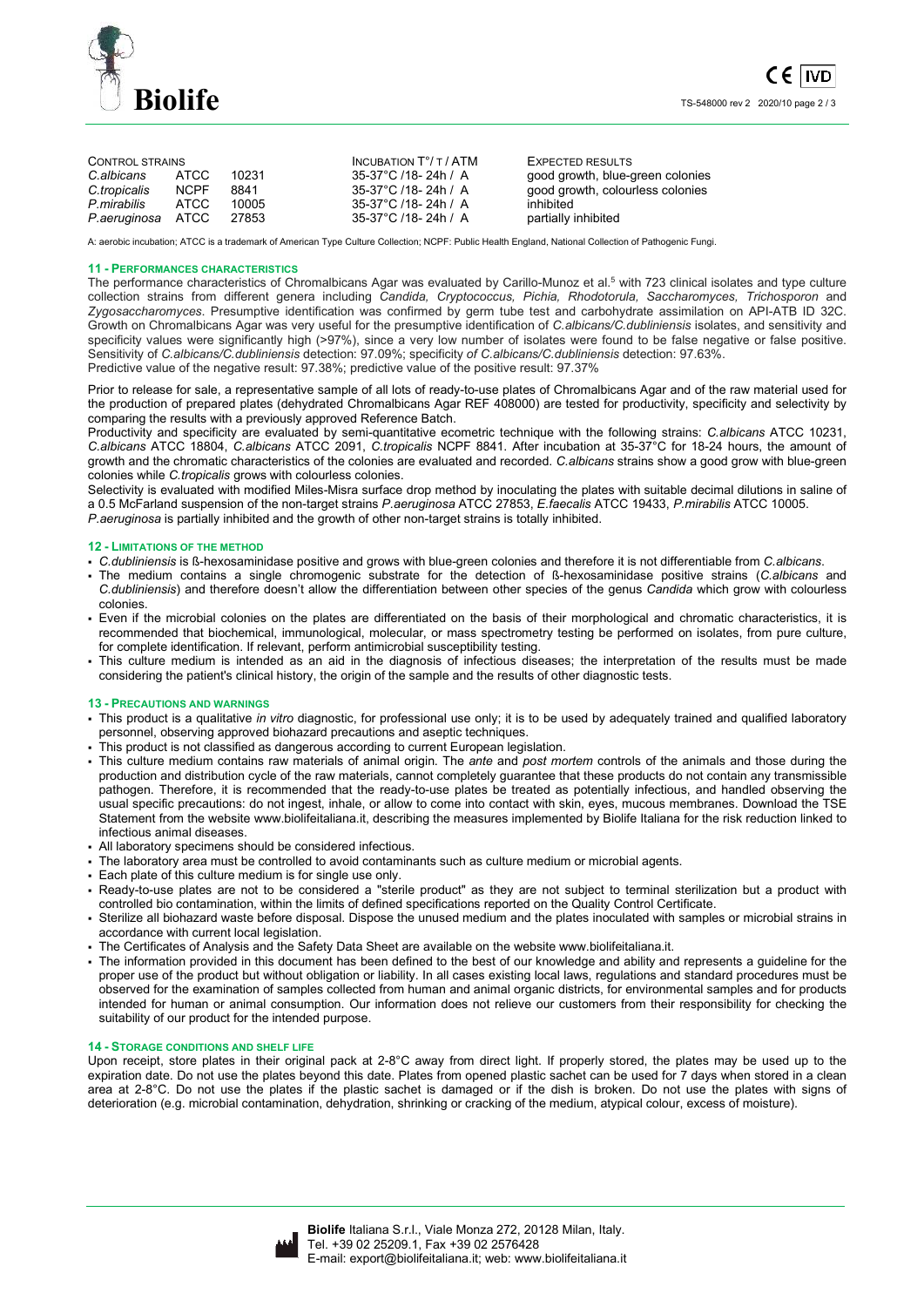| CONTROL STRAINS | | | INCUBATION T°/ T / ATM | EXPECTED RESULTS |
|---|---|---|---|---|
| *C.albicans* | ATCC | 10231 | 35-37°C /18- 24h / A | good growth, blue-green colonies |
| *C.tropicalis* | NCPF | 8841 | 35-37°C /18- 24h / A | good growth, colourless colonies |
| *P.mirabilis* | ATCC | 10005 | 35-37°C /18- 24h / A | inhibited |
| *P.aeruginosa* | ATCC | 27853 | 35-37°C /18- 24h / A | partially inhibited |

A: aerobic incubation; ATCC is a trademark of American Type Culture Collection; NCPF: Public Health England, National Collection of Pathogenic Fungi.

## 11 - PERFORMANCES CHARACTERISTICS

The performance characteristics of Chromalbicans Agar was evaluated by Carillo-Munoz et al.[5] with 723 clinical isolates and type culture collection strains from different genera including *Candida, Cryptococcus, Pichia, Rhodotorula, Saccharomyces, Trichosporon* and *Zygosaccharomyces*. Presumptive identification was confirmed by germ tube test and carbohydrate assimilation on API-ATB ID 32C. Growth on Chromalbicans Agar was very useful for the presumptive identification of *C.albicans/C.dubliniensis* isolates, and sensitivity and specificity values were significantly high (>97%), since a very low number of isolates were found to be false negative or false positive. Sensitivity of *C.albicans/C.dubliniensis* detection: 97.09%; specificity *of C.albicans/C.dubliniensis* detection: 97.63%.
Predictive value of the negative result: 97.38%; predictive value of the positive result: 97.37%

Prior to release for sale, a representative sample of all lots of ready-to-use plates of Chromalbicans Agar and of the raw material used for the production of prepared plates (dehydrated Chromalbicans Agar REF 408000) are tested for productivity, specificity and selectivity by comparing the results with a previously approved Reference Batch.
Productivity and specificity are evaluated by semi-quantitative ecometric technique with the following strains: *C.albicans* ATCC 10231, *C.albicans* ATCC 18804, *C.albicans* ATCC 2091, *C.tropicalis* NCPF 8841. After incubation at 35-37°C for 18-24 hours, the amount of growth and the chromatic characteristics of the colonies are evaluated and recorded. *C.albicans* strains show a good grow with blue-green colonies while *C.tropicalis* grows with colourless colonies.
Selectivity is evaluated with modified Miles-Misra surface drop method by inoculating the plates with suitable decimal dilutions in saline of a 0.5 McFarland suspension of the non-target strains *P.aeruginosa* ATCC 27853, *E.faecalis* ATCC 19433, *P.mirabilis* ATCC 10005.
*P.aeruginosa* is partially inhibited and the growth of other non-target strains is totally inhibited.

## 12 - LIMITATIONS OF THE METHOD

- *C.dubliniensis* is ß-hexosaminidase positive and grows with blue-green colonies and therefore it is not differentiable from *C.albicans*.
- The medium contains a single chromogenic substrate for the detection of ß-hexosaminidase positive strains (*C.albicans* and *C.dubliniensis*) and therefore doesn't allow the differentiation between other species of the genus *Candida* which grow with colourless colonies.
- Even if the microbial colonies on the plates are differentiated on the basis of their morphological and chromatic characteristics, it is recommended that biochemical, immunological, molecular, or mass spectrometry testing be performed on isolates, from pure culture, for complete identification. If relevant, perform antimicrobial susceptibility testing.
- This culture medium is intended as an aid in the diagnosis of infectious diseases; the interpretation of the results must be made considering the patient's clinical history, the origin of the sample and the results of other diagnostic tests.

## 13 - PRECAUTIONS AND WARNINGS

- This product is a qualitative *in vitro* diagnostic, for professional use only; it is to be used by adequately trained and qualified laboratory personnel, observing approved biohazard precautions and aseptic techniques.
- This product is not classified as dangerous according to current European legislation.
- This culture medium contains raw materials of animal origin. The *ante* and *post mortem* controls of the animals and those during the production and distribution cycle of the raw materials, cannot completely guarantee that these products do not contain any transmissible pathogen. Therefore, it is recommended that the ready-to-use plates be treated as potentially infectious, and handled observing the usual specific precautions: do not ingest, inhale, or allow to come into contact with skin, eyes, mucous membranes. Download the TSE Statement from the website www.biolifeitaliana.it, describing the measures implemented by Biolife Italiana for the risk reduction linked to infectious animal diseases.
- All laboratory specimens should be considered infectious.
- The laboratory area must be controlled to avoid contaminants such as culture medium or microbial agents.
- Each plate of this culture medium is for single use only.
- Ready-to-use plates are not to be considered a "sterile product" as they are not subject to terminal sterilization but a product with controlled bio contamination, within the limits of defined specifications reported on the Quality Control Certificate.
- Sterilize all biohazard waste before disposal. Dispose the unused medium and the plates inoculated with samples or microbial strains in accordance with current local legislation.
- The Certificates of Analysis and the Safety Data Sheet are available on the website www.biolifeitaliana.it.
- The information provided in this document has been defined to the best of our knowledge and ability and represents a guideline for the proper use of the product but without obligation or liability. In all cases existing local laws, regulations and standard procedures must be observed for the examination of samples collected from human and animal organic districts, for environmental samples and for products intended for human or animal consumption. Our information does not relieve our customers from their responsibility for checking the suitability of our product for the intended purpose.

## 14 - STORAGE CONDITIONS AND SHELF LIFE

Upon receipt, store plates in their original pack at 2-8°C away from direct light. If properly stored, the plates may be used up to the expiration date. Do not use the plates beyond this date. Plates from opened plastic sachet can be used for 7 days when stored in a clean area at 2-8°C. Do not use the plates if the plastic sachet is damaged or if the dish is broken. Do not use the plates with signs of deterioration (e.g. microbial contamination, dehydration, shrinking or cracking of the medium, atypical colour, excess of moisture).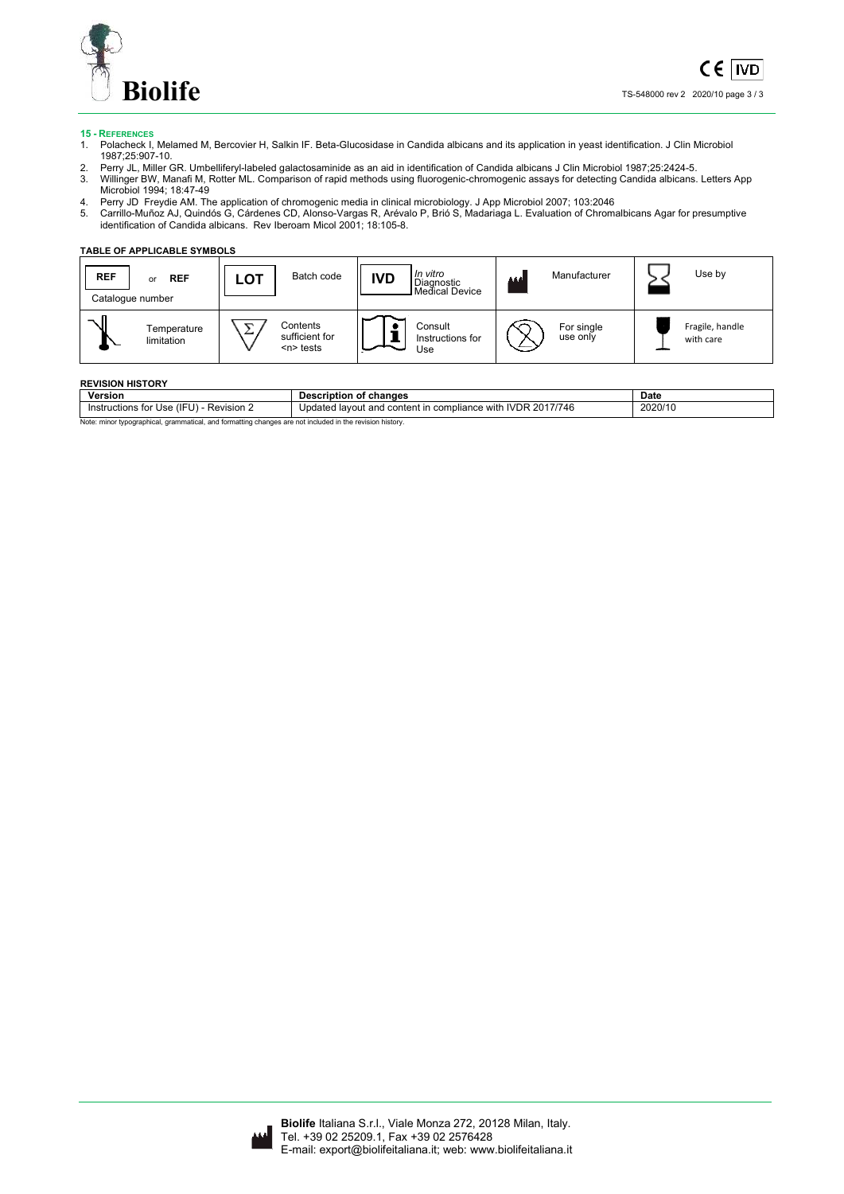## 15 - References

1. Polacheck I, Melamed M, Bercovier H, Salkin IF. Beta-Glucosidase in Candida albicans and its application in yeast identification. J Clin Microbiol 1987;25:907-10.
2. Perry JL, Miller GR. Umbelliferyl-labeled galactosaminide as an aid in identification of Candida albicans J Clin Microbiol 1987;25:2424-5.
3. Willinger BW, Manafi M, Rotter ML. Comparison of rapid methods using fluorogenic-chromogenic assays for detecting Candida albicans. Letters App Microbiol 1994; 18:47-49
4. Perry JD Freydie AM. The application of chromogenic media in clinical microbiology. J App Microbiol 2007; 103:2046
5. Carrillo-Muñoz AJ, Quindós G, Cárdenes CD, Alonso-Vargas R, Arévalo P, Brió S, Madariaga L. Evaluation of Chromalbicans Agar for presumptive identification of Candida albicans. Rev Iberoam Micol 2001; 18:105-8.

**TABLE OF APPLICABLE SYMBOLS**

| | | | | |
|---|---|---|---|---|
| REF or REF Catalogue number | LOT Batch code | IVD *In vitro* Diagnostic Medical Device | Manufacturer | Use by |
| Temperature limitation | Contents sufficient for <n> tests | Consult Instructions for Use | For single use only | Fragile, handle with care |

**REVISION HISTORY**

| Version | Description of changes | Date |
|---|---|---|
| Instructions for Use (IFU) - Revision 2 | Updated layout and content in compliance with IVDR 2017/746 | 2020/10 |

Note: minor typographical, grammatical, and formatting changes are not included in the revision history.

**Biolife** Italiana S.r.l., Viale Monza 272, 20128 Milan, Italy.
Tel. +39 02 25209.1, Fax +39 02 2576428
E-mail: export@biolifeitaliana.it; web: www.biolifeitaliana.it